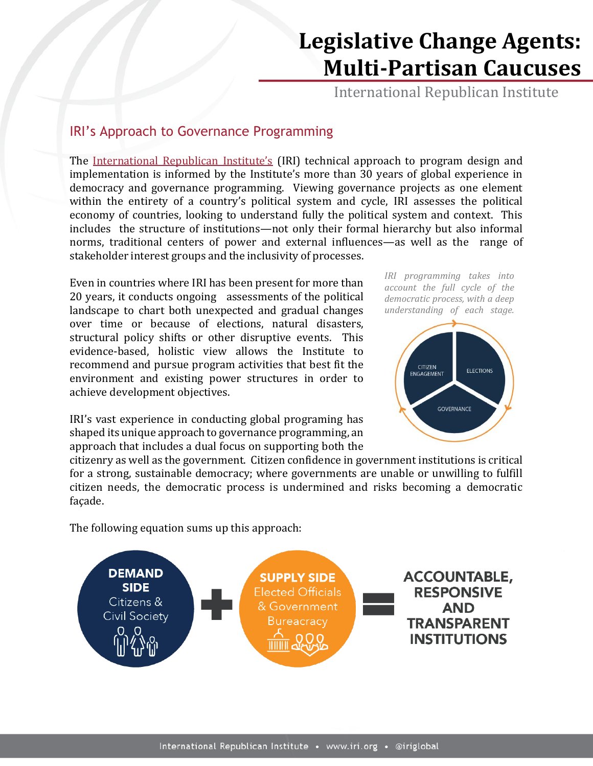# Legislative Change Agents: Multi-Partisan Caucuses

International Republican Institute

## IRI's Approach to Governance Programming

The International Republican Institute's (IRI) technical approach to program design and implementation is informed by the Institute's more than 30 years of global experience in democracy and governance programming. Viewing governance projects as one element within the entirety of a country's political system and cycle, IRI assesses the political economy of countries, looking to understand fully the political system and context. This includes the structure of institutions—not only their formal hierarchy but also informal norms, traditional centers of power and external influences—as well as the range of stakeholder interest groups and the inclusivity of processes.

Even in countries where IRI has been present for more than 20 years, it conducts ongoing assessments of the political landscape to chart both unexpected and gradual changes over time or because of elections, natural disasters, structural policy shifts or other disruptive events. This evidence-based, holistic view allows the Institute to recommend and pursue program activities that best fit the environment and existing power structures in order to achieve development objectives.

*IRI programming takes into account the full cycle of the democratic process, with a deep understanding of each stage.*

CITIZEN ENGAGEMENT
ELECTIONS
GOVERNANCE

IRI's vast experience in conducting global programing has shaped its unique approach to governance programming, an approach that includes a dual focus on supporting both the citizenry as well as the government. Citizen confidence in government institutions is critical for a strong, sustainable democracy; where governments are unable or unwilling to fulfill citizen needs, the democratic process is undermined and risks becoming a democratic façade.

The following equation sums up this approach:

**DEMAND SIDE** Citizens & Civil Society + **SUPPLY SIDE** Elected Officials & Government Bureacracy = **ACCOUNTABLE, RESPONSIVE AND TRANSPARENT INSTITUTIONS**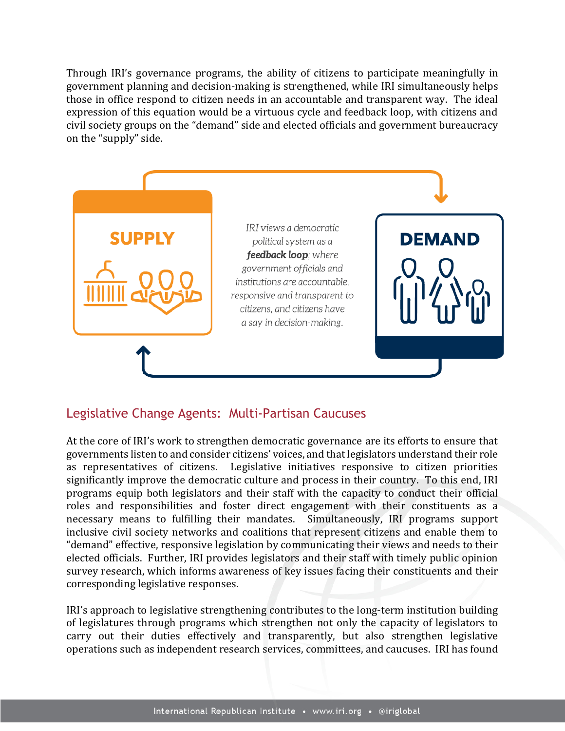Through IRI's governance programs, the ability of citizens to participate meaningfully in government planning and decision-making is strengthened, while IRI simultaneously helps those in office respond to citizen needs in an accountable and transparent way. The ideal expression of this equation would be a virtuous cycle and feedback loop, with citizens and civil society groups on the "demand" side and elected officials and government bureaucracy on the "supply" side.

SUPPLY

*IRI views a democratic political system as a **feedback loop**; where government officials and institutions are accountable, responsive and transparent to citizens, and citizens have a say in decision-making.*

DEMAND

## Legislative Change Agents: Multi-Partisan Caucuses

At the core of IRI's work to strengthen democratic governance are its efforts to ensure that governments listen to and consider citizens' voices, and that legislators understand their role as representatives of citizens. Legislative initiatives responsive to citizen priorities significantly improve the democratic culture and process in their country. To this end, IRI programs equip both legislators and their staff with the capacity to conduct their official roles and responsibilities and foster direct engagement with their constituents as a necessary means to fulfilling their mandates. Simultaneously, IRI programs support inclusive civil society networks and coalitions that represent citizens and enable them to "demand" effective, responsive legislation by communicating their views and needs to their elected officials. Further, IRI provides legislators and their staff with timely public opinion survey research, which informs awareness of key issues facing their constituents and their corresponding legislative responses.

IRI's approach to legislative strengthening contributes to the long-term institution building of legislatures through programs which strengthen not only the capacity of legislators to carry out their duties effectively and transparently, but also strengthen legislative operations such as independent research services, committees, and caucuses. IRI has found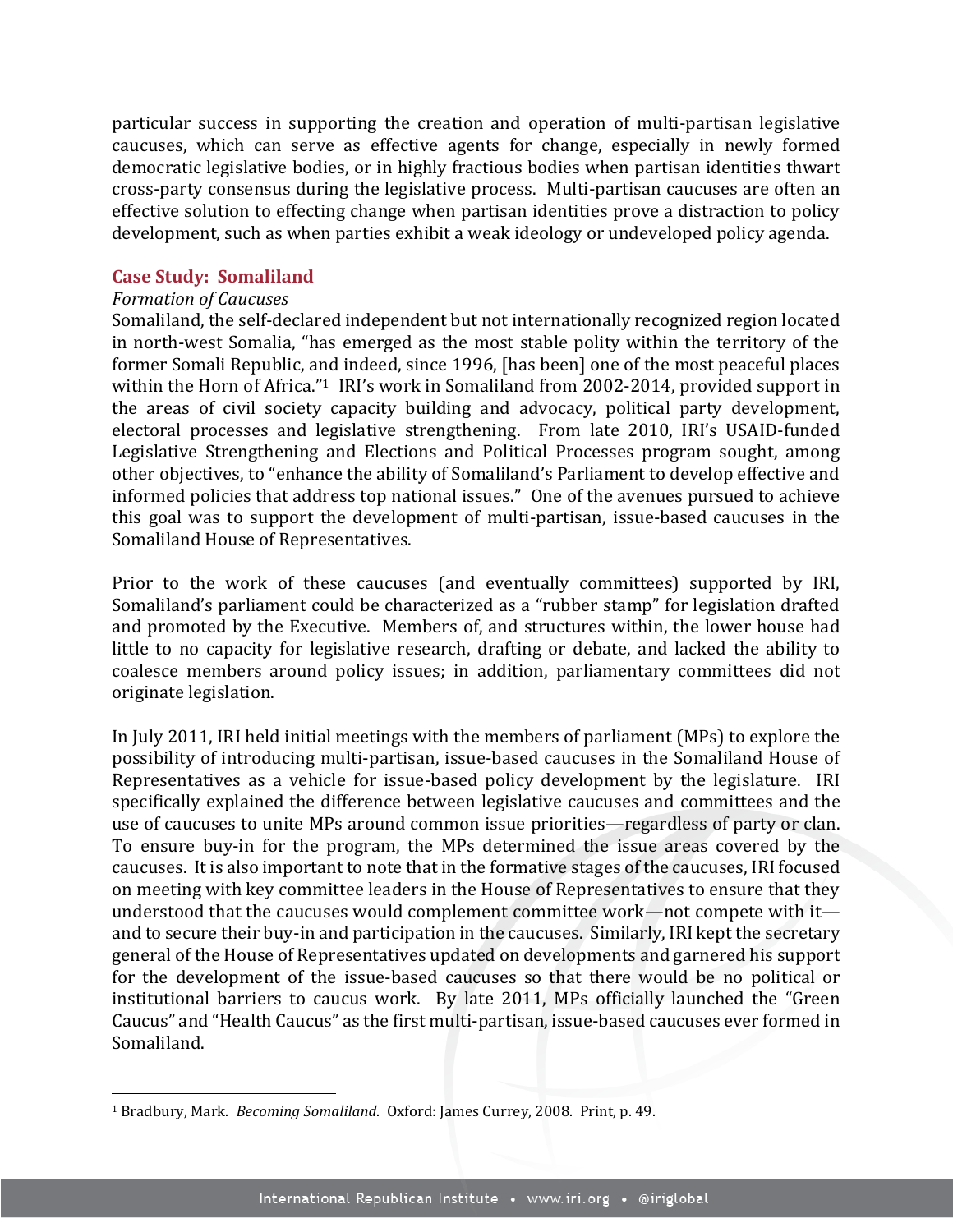particular success in supporting the creation and operation of multi-partisan legislative caucuses, which can serve as effective agents for change, especially in newly formed democratic legislative bodies, or in highly fractious bodies when partisan identities thwart cross-party consensus during the legislative process. Multi-partisan caucuses are often an effective solution to effecting change when partisan identities prove a distraction to policy development, such as when parties exhibit a weak ideology or undeveloped policy agenda.

## Case Study: Somaliland

*Formation of Caucuses*

Somaliland, the self-declared independent but not internationally recognized region located in north-west Somalia, "has emerged as the most stable polity within the territory of the former Somali Republic, and indeed, since 1996, [has been] one of the most peaceful places within the Horn of Africa."[1] IRI's work in Somaliland from 2002-2014, provided support in the areas of civil society capacity building and advocacy, political party development, electoral processes and legislative strengthening. From late 2010, IRI's USAID-funded Legislative Strengthening and Elections and Political Processes program sought, among other objectives, to "enhance the ability of Somaliland's Parliament to develop effective and informed policies that address top national issues." One of the avenues pursued to achieve this goal was to support the development of multi-partisan, issue-based caucuses in the Somaliland House of Representatives.

Prior to the work of these caucuses (and eventually committees) supported by IRI, Somaliland's parliament could be characterized as a "rubber stamp" for legislation drafted and promoted by the Executive. Members of, and structures within, the lower house had little to no capacity for legislative research, drafting or debate, and lacked the ability to coalesce members around policy issues; in addition, parliamentary committees did not originate legislation.

In July 2011, IRI held initial meetings with the members of parliament (MPs) to explore the possibility of introducing multi-partisan, issue-based caucuses in the Somaliland House of Representatives as a vehicle for issue-based policy development by the legislature. IRI specifically explained the difference between legislative caucuses and committees and the use of caucuses to unite MPs around common issue priorities—regardless of party or clan. To ensure buy-in for the program, the MPs determined the issue areas covered by the caucuses. It is also important to note that in the formative stages of the caucuses, IRI focused on meeting with key committee leaders in the House of Representatives to ensure that they understood that the caucuses would complement committee work—not compete with it—and to secure their buy-in and participation in the caucuses. Similarly, IRI kept the secretary general of the House of Representatives updated on developments and garnered his support for the development of the issue-based caucuses so that there would be no political or institutional barriers to caucus work. By late 2011, MPs officially launched the "Green Caucus" and "Health Caucus" as the first multi-partisan, issue-based caucuses ever formed in Somaliland.

[1] Bradbury, Mark. *Becoming Somaliland*. Oxford: James Currey, 2008. Print, p. 49.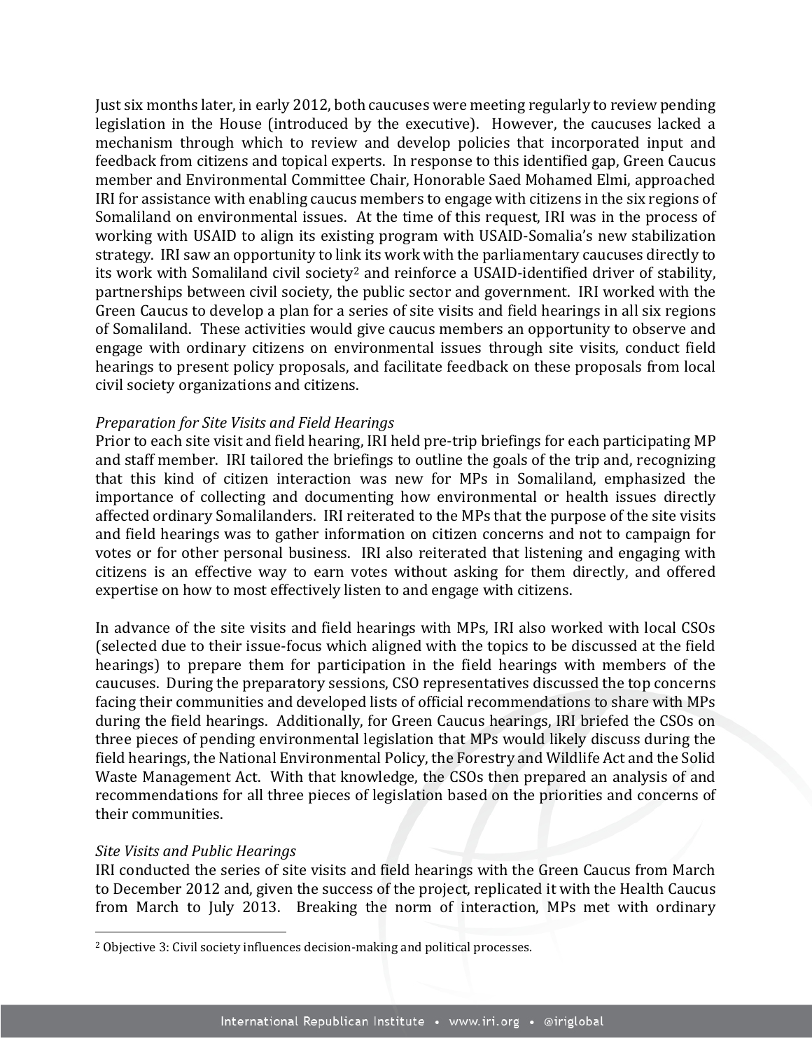Just six months later, in early 2012, both caucuses were meeting regularly to review pending legislation in the House (introduced by the executive). However, the caucuses lacked a mechanism through which to review and develop policies that incorporated input and feedback from citizens and topical experts. In response to this identified gap, Green Caucus member and Environmental Committee Chair, Honorable Saed Mohamed Elmi, approached IRI for assistance with enabling caucus members to engage with citizens in the six regions of Somaliland on environmental issues. At the time of this request, IRI was in the process of working with USAID to align its existing program with USAID-Somalia's new stabilization strategy. IRI saw an opportunity to link its work with the parliamentary caucuses directly to its work with Somaliland civil society[2] and reinforce a USAID-identified driver of stability, partnerships between civil society, the public sector and government. IRI worked with the Green Caucus to develop a plan for a series of site visits and field hearings in all six regions of Somaliland. These activities would give caucus members an opportunity to observe and engage with ordinary citizens on environmental issues through site visits, conduct field hearings to present policy proposals, and facilitate feedback on these proposals from local civil society organizations and citizens.

*Preparation for Site Visits and Field Hearings*

Prior to each site visit and field hearing, IRI held pre-trip briefings for each participating MP and staff member. IRI tailored the briefings to outline the goals of the trip and, recognizing that this kind of citizen interaction was new for MPs in Somaliland, emphasized the importance of collecting and documenting how environmental or health issues directly affected ordinary Somalilanders. IRI reiterated to the MPs that the purpose of the site visits and field hearings was to gather information on citizen concerns and not to campaign for votes or for other personal business. IRI also reiterated that listening and engaging with citizens is an effective way to earn votes without asking for them directly, and offered expertise on how to most effectively listen to and engage with citizens.

In advance of the site visits and field hearings with MPs, IRI also worked with local CSOs (selected due to their issue-focus which aligned with the topics to be discussed at the field hearings) to prepare them for participation in the field hearings with members of the caucuses. During the preparatory sessions, CSO representatives discussed the top concerns facing their communities and developed lists of official recommendations to share with MPs during the field hearings. Additionally, for Green Caucus hearings, IRI briefed the CSOs on three pieces of pending environmental legislation that MPs would likely discuss during the field hearings, the National Environmental Policy, the Forestry and Wildlife Act and the Solid Waste Management Act. With that knowledge, the CSOs then prepared an analysis of and recommendations for all three pieces of legislation based on the priorities and concerns of their communities.

*Site Visits and Public Hearings*

IRI conducted the series of site visits and field hearings with the Green Caucus from March to December 2012 and, given the success of the project, replicated it with the Health Caucus from March to July 2013. Breaking the norm of interaction, MPs met with ordinary

[2] Objective 3: Civil society influences decision-making and political processes.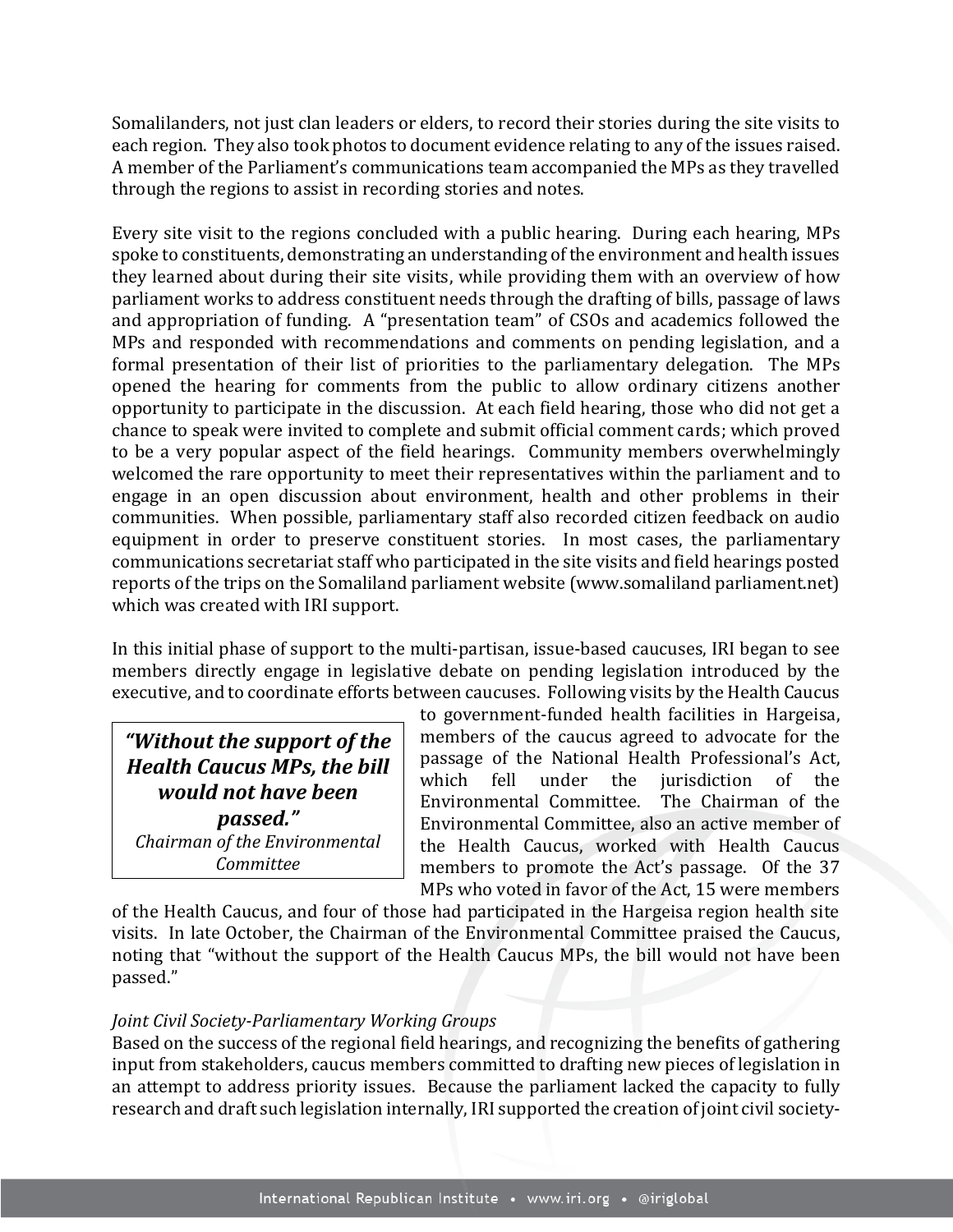Somalilanders, not just clan leaders or elders, to record their stories during the site visits to each region. They also took photos to document evidence relating to any of the issues raised. A member of the Parliament's communications team accompanied the MPs as they travelled through the regions to assist in recording stories and notes.

Every site visit to the regions concluded with a public hearing. During each hearing, MPs spoke to constituents, demonstrating an understanding of the environment and health issues they learned about during their site visits, while providing them with an overview of how parliament works to address constituent needs through the drafting of bills, passage of laws and appropriation of funding. A "presentation team" of CSOs and academics followed the MPs and responded with recommendations and comments on pending legislation, and a formal presentation of their list of priorities to the parliamentary delegation. The MPs opened the hearing for comments from the public to allow ordinary citizens another opportunity to participate in the discussion. At each field hearing, those who did not get a chance to speak were invited to complete and submit official comment cards; which proved to be a very popular aspect of the field hearings. Community members overwhelmingly welcomed the rare opportunity to meet their representatives within the parliament and to engage in an open discussion about environment, health and other problems in their communities. When possible, parliamentary staff also recorded citizen feedback on audio equipment in order to preserve constituent stories. In most cases, the parliamentary communications secretariat staff who participated in the site visits and field hearings posted reports of the trips on the Somaliland parliament website (www.somaliland parliament.net) which was created with IRI support.

In this initial phase of support to the multi-partisan, issue-based caucuses, IRI began to see members directly engage in legislative debate on pending legislation introduced by the executive, and to coordinate efforts between caucuses. Following visits by the Health Caucus to government-funded health facilities in Hargeisa, members of the caucus agreed to advocate for the passage of the National Health Professional's Act, which fell under the jurisdiction of the Environmental Committee. The Chairman of the Environmental Committee, also an active member of the Health Caucus, worked with Health Caucus members to promote the Act's passage. Of the 37 MPs who voted in favor of the Act, 15 were members of the Health Caucus, and four of those had participated in the Hargeisa region health site visits. In late October, the Chairman of the Environmental Committee praised the Caucus, noting that "without the support of the Health Caucus MPs, the bill would not have been passed."

> ***"Without the support of the Health Caucus MPs, the bill would not have been passed."***
> *Chairman of the Environmental Committee*

*Joint Civil Society-Parliamentary Working Groups*

Based on the success of the regional field hearings, and recognizing the benefits of gathering input from stakeholders, caucus members committed to drafting new pieces of legislation in an attempt to address priority issues. Because the parliament lacked the capacity to fully research and draft such legislation internally, IRI supported the creation of joint civil society-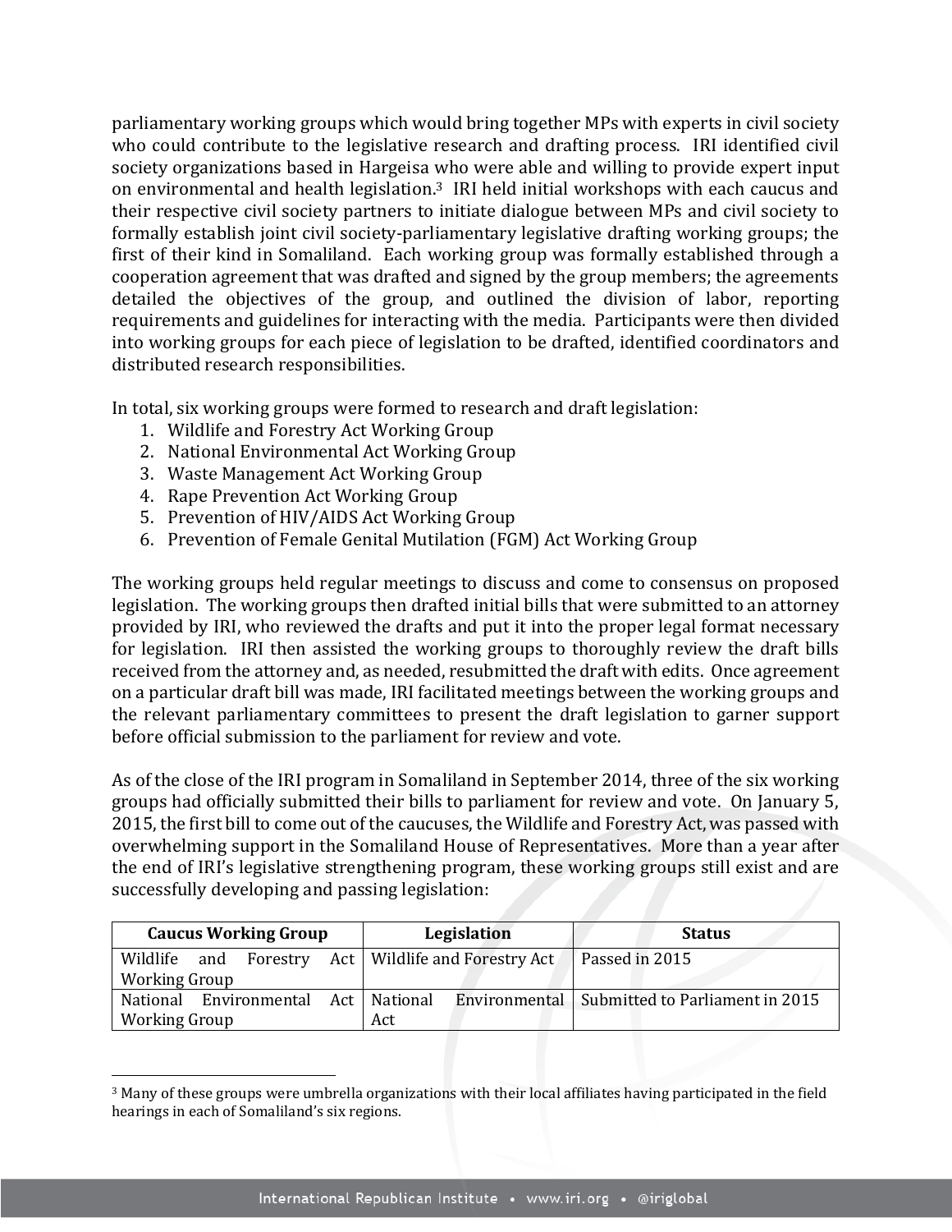parliamentary working groups which would bring together MPs with experts in civil society who could contribute to the legislative research and drafting process. IRI identified civil society organizations based in Hargeisa who were able and willing to provide expert input on environmental and health legislation.[3] IRI held initial workshops with each caucus and their respective civil society partners to initiate dialogue between MPs and civil society to formally establish joint civil society-parliamentary legislative drafting working groups; the first of their kind in Somaliland. Each working group was formally established through a cooperation agreement that was drafted and signed by the group members; the agreements detailed the objectives of the group, and outlined the division of labor, reporting requirements and guidelines for interacting with the media. Participants were then divided into working groups for each piece of legislation to be drafted, identified coordinators and distributed research responsibilities.

In total, six working groups were formed to research and draft legislation:

1. Wildlife and Forestry Act Working Group
2. National Environmental Act Working Group
3. Waste Management Act Working Group
4. Rape Prevention Act Working Group
5. Prevention of HIV/AIDS Act Working Group
6. Prevention of Female Genital Mutilation (FGM) Act Working Group

The working groups held regular meetings to discuss and come to consensus on proposed legislation. The working groups then drafted initial bills that were submitted to an attorney provided by IRI, who reviewed the drafts and put it into the proper legal format necessary for legislation. IRI then assisted the working groups to thoroughly review the draft bills received from the attorney and, as needed, resubmitted the draft with edits. Once agreement on a particular draft bill was made, IRI facilitated meetings between the working groups and the relevant parliamentary committees to present the draft legislation to garner support before official submission to the parliament for review and vote.

As of the close of the IRI program in Somaliland in September 2014, three of the six working groups had officially submitted their bills to parliament for review and vote. On January 5, 2015, the first bill to come out of the caucuses, the Wildlife and Forestry Act, was passed with overwhelming support in the Somaliland House of Representatives. More than a year after the end of IRI's legislative strengthening program, these working groups still exist and are successfully developing and passing legislation:

| Caucus Working Group | Legislation | Status |
|---|---|---|
| Wildlife and Forestry Act Working Group | Wildlife and Forestry Act | Passed in 2015 |
| National Environmental Act Working Group | National Environmental Act | Submitted to Parliament in 2015 |

[3] Many of these groups were umbrella organizations with their local affiliates having participated in the field hearings in each of Somaliland's six regions.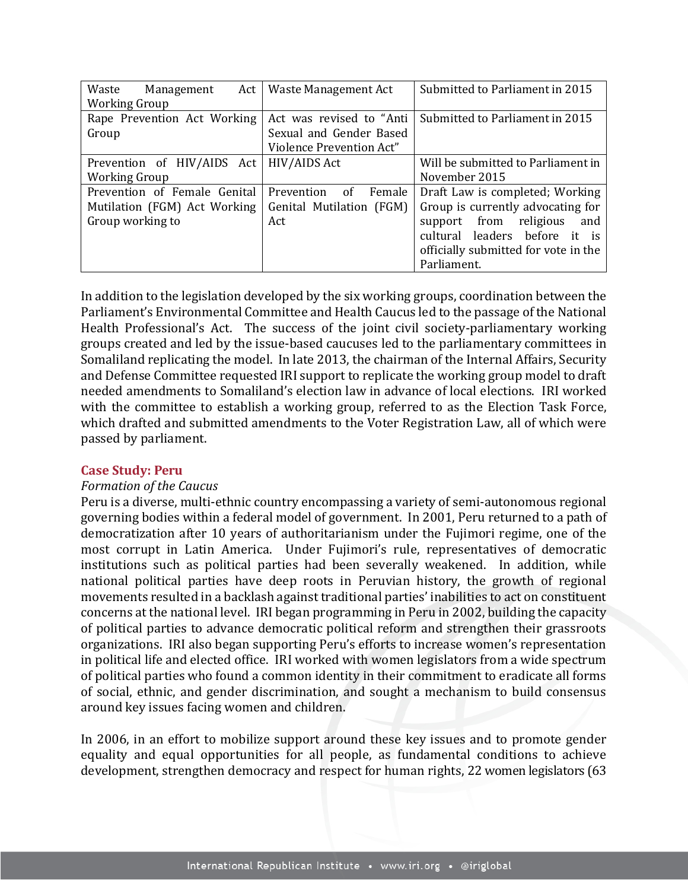| | | |
|---|---|---|
| Waste Management Act Working Group | Waste Management Act | Submitted to Parliament in 2015 |
| Rape Prevention Act Working Group | Act was revised to "Anti Sexual and Gender Based Violence Prevention Act" | Submitted to Parliament in 2015 |
| Prevention of HIV/AIDS Act Working Group | HIV/AIDS Act | Will be submitted to Parliament in November 2015 |
| Prevention of Female Genital Mutilation (FGM) Act Working Group working to | Prevention of Female Genital Mutilation (FGM) Act | Draft Law is completed; Working Group is currently advocating for support from religious and cultural leaders before it is officially submitted for vote in the Parliament. |

In addition to the legislation developed by the six working groups, coordination between the Parliament's Environmental Committee and Health Caucus led to the passage of the National Health Professional's Act. The success of the joint civil society-parliamentary working groups created and led by the issue-based caucuses led to the parliamentary committees in Somaliland replicating the model. In late 2013, the chairman of the Internal Affairs, Security and Defense Committee requested IRI support to replicate the working group model to draft needed amendments to Somaliland's election law in advance of local elections. IRI worked with the committee to establish a working group, referred to as the Election Task Force, which drafted and submitted amendments to the Voter Registration Law, all of which were passed by parliament.

## Case Study: Peru

*Formation of the Caucus*

Peru is a diverse, multi-ethnic country encompassing a variety of semi-autonomous regional governing bodies within a federal model of government. In 2001, Peru returned to a path of democratization after 10 years of authoritarianism under the Fujimori regime, one of the most corrupt in Latin America. Under Fujimori's rule, representatives of democratic institutions such as political parties had been severally weakened. In addition, while national political parties have deep roots in Peruvian history, the growth of regional movements resulted in a backlash against traditional parties' inabilities to act on constituent concerns at the national level. IRI began programming in Peru in 2002, building the capacity of political parties to advance democratic political reform and strengthen their grassroots organizations. IRI also began supporting Peru's efforts to increase women's representation in political life and elected office. IRI worked with women legislators from a wide spectrum of political parties who found a common identity in their commitment to eradicate all forms of social, ethnic, and gender discrimination, and sought a mechanism to build consensus around key issues facing women and children.

In 2006, in an effort to mobilize support around these key issues and to promote gender equality and equal opportunities for all people, as fundamental conditions to achieve development, strengthen democracy and respect for human rights, 22 women legislators (63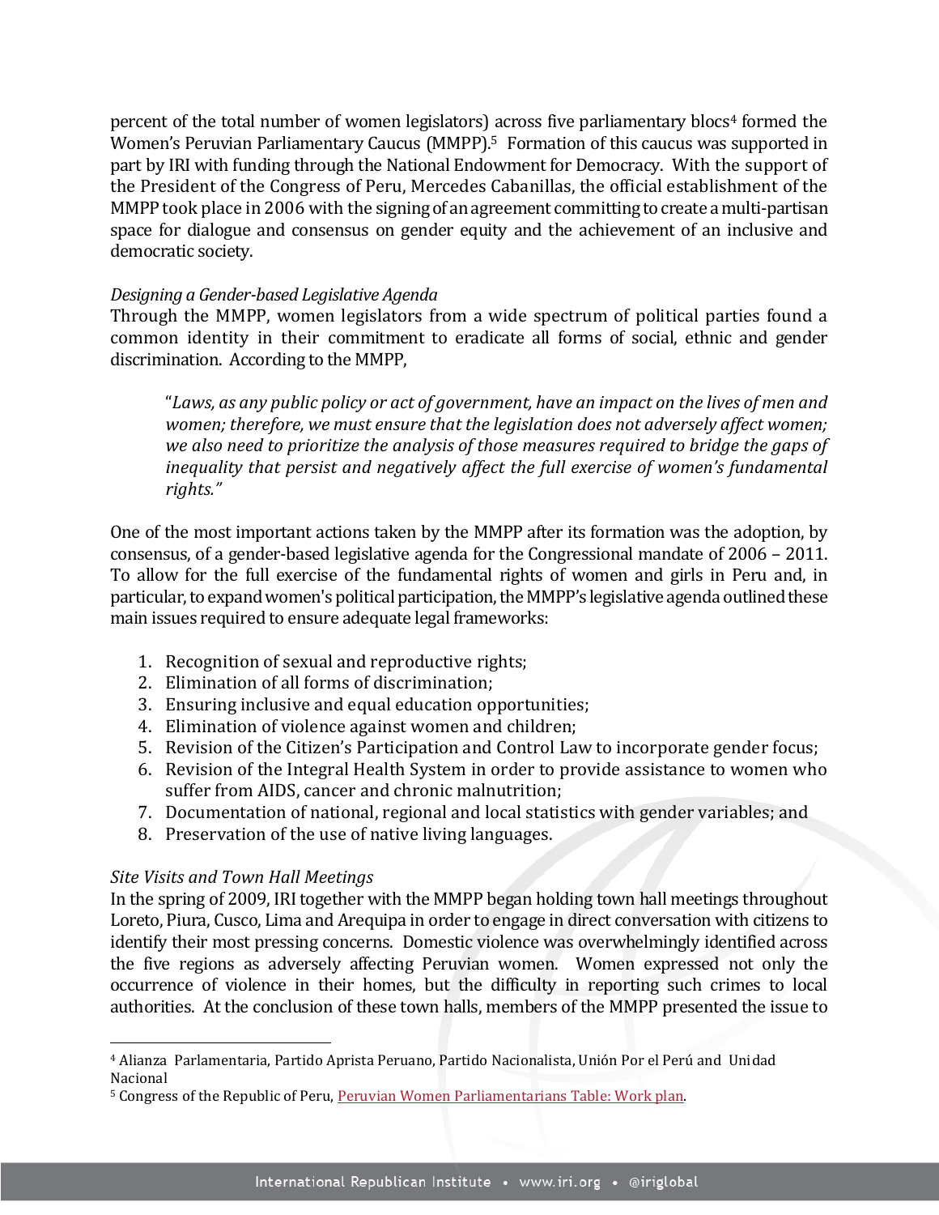percent of the total number of women legislators) across five parliamentary blocs[4] formed the Women's Peruvian Parliamentary Caucus (MMPP).[5] Formation of this caucus was supported in part by IRI with funding through the National Endowment for Democracy. With the support of the President of the Congress of Peru, Mercedes Cabanillas, the official establishment of the MMPP took place in 2006 with the signing of an agreement committing to create a multi-partisan space for dialogue and consensus on gender equity and the achievement of an inclusive and democratic society.

*Designing a Gender-based Legislative Agenda*

Through the MMPP, women legislators from a wide spectrum of political parties found a common identity in their commitment to eradicate all forms of social, ethnic and gender discrimination. According to the MMPP,

> "*Laws, as any public policy or act of government, have an impact on the lives of men and women; therefore, we must ensure that the legislation does not adversely affect women; we also need to prioritize the analysis of those measures required to bridge the gaps of inequality that persist and negatively affect the full exercise of women's fundamental rights.*"

One of the most important actions taken by the MMPP after its formation was the adoption, by consensus, of a gender-based legislative agenda for the Congressional mandate of 2006 – 2011. To allow for the full exercise of the fundamental rights of women and girls in Peru and, in particular, to expand women's political participation, the MMPP's legislative agenda outlined these main issues required to ensure adequate legal frameworks:

1. Recognition of sexual and reproductive rights;
2. Elimination of all forms of discrimination;
3. Ensuring inclusive and equal education opportunities;
4. Elimination of violence against women and children;
5. Revision of the Citizen's Participation and Control Law to incorporate gender focus;
6. Revision of the Integral Health System in order to provide assistance to women who suffer from AIDS, cancer and chronic malnutrition;
7. Documentation of national, regional and local statistics with gender variables; and
8. Preservation of the use of native living languages.

*Site Visits and Town Hall Meetings*

In the spring of 2009, IRI together with the MMPP began holding town hall meetings throughout Loreto, Piura, Cusco, Lima and Arequipa in order to engage in direct conversation with citizens to identify their most pressing concerns. Domestic violence was overwhelmingly identified across the five regions as adversely affecting Peruvian women. Women expressed not only the occurrence of violence in their homes, but the difficulty in reporting such crimes to local authorities. At the conclusion of these town halls, members of the MMPP presented the issue to

---

[4] Alianza Parlamentaria, Partido Aprista Peruano, Partido Nacionalista, Unión Por el Perú and Unidad Nacional

[5] Congress of the Republic of Peru, Peruvian Women Parliamentarians Table: Work plan.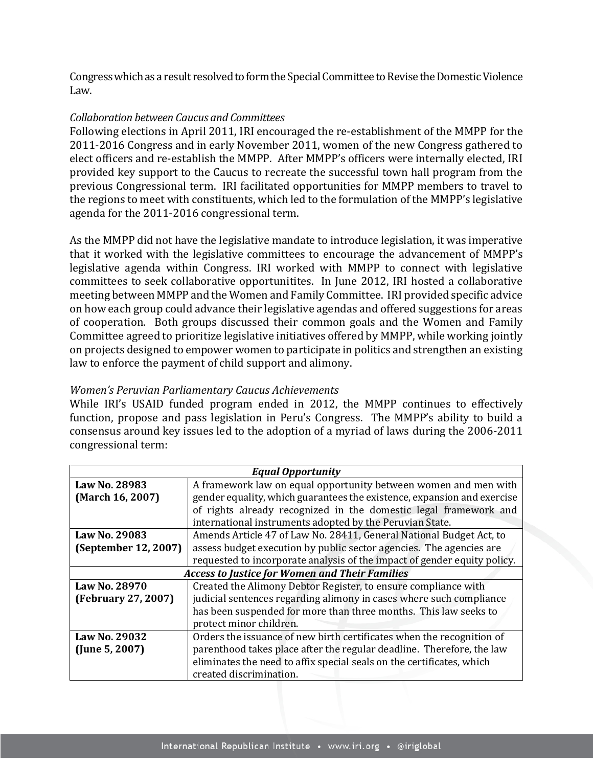Congress which as a result resolved to form the Special Committee to Revise the Domestic Violence Law.

*Collaboration between Caucus and Committees*

Following elections in April 2011, IRI encouraged the re-establishment of the MMPP for the 2011-2016 Congress and in early November 2011, women of the new Congress gathered to elect officers and re-establish the MMPP. After MMPP's officers were internally elected, IRI provided key support to the Caucus to recreate the successful town hall program from the previous Congressional term. IRI facilitated opportunities for MMPP members to travel to the regions to meet with constituents, which led to the formulation of the MMPP's legislative agenda for the 2011-2016 congressional term.

As the MMPP did not have the legislative mandate to introduce legislation, it was imperative that it worked with the legislative committees to encourage the advancement of MMPP's legislative agenda within Congress. IRI worked with MMPP to connect with legislative committees to seek collaborative opportunitites. In June 2012, IRI hosted a collaborative meeting between MMPP and the Women and Family Committee. IRI provided specific advice on how each group could advance their legislative agendas and offered suggestions for areas of cooperation. Both groups discussed their common goals and the Women and Family Committee agreed to prioritize legislative initiatives offered by MMPP, while working jointly on projects designed to empower women to participate in politics and strengthen an existing law to enforce the payment of child support and alimony.

*Women's Peruvian Parliamentary Caucus Achievements*

While IRI's USAID funded program ended in 2012, the MMPP continues to effectively function, propose and pass legislation in Peru's Congress. The MMPP's ability to build a consensus around key issues led to the adoption of a myriad of laws during the 2006-2011 congressional term:

| | |
|---|---|
| ***Equal Opportunity*** | |
| **Law No. 28983 (March 16, 2007)** | A framework law on equal opportunity between women and men with gender equality, which guarantees the existence, expansion and exercise of rights already recognized in the domestic legal framework and international instruments adopted by the Peruvian State. |
| **Law No. 29083 (September 12, 2007)** | Amends Article 47 of Law No. 28411, General National Budget Act, to assess budget execution by public sector agencies. The agencies are requested to incorporate analysis of the impact of gender equity policy. |
| ***Access to Justice for Women and Their Families*** | |
| **Law No. 28970 (February 27, 2007)** | Created the Alimony Debtor Register, to ensure compliance with judicial sentences regarding alimony in cases where such compliance has been suspended for more than three months. This law seeks to protect minor children. |
| **Law No. 29032 (June 5, 2007)** | Orders the issuance of new birth certificates when the recognition of parenthood takes place after the regular deadline. Therefore, the law eliminates the need to affix special seals on the certificates, which created discrimination. |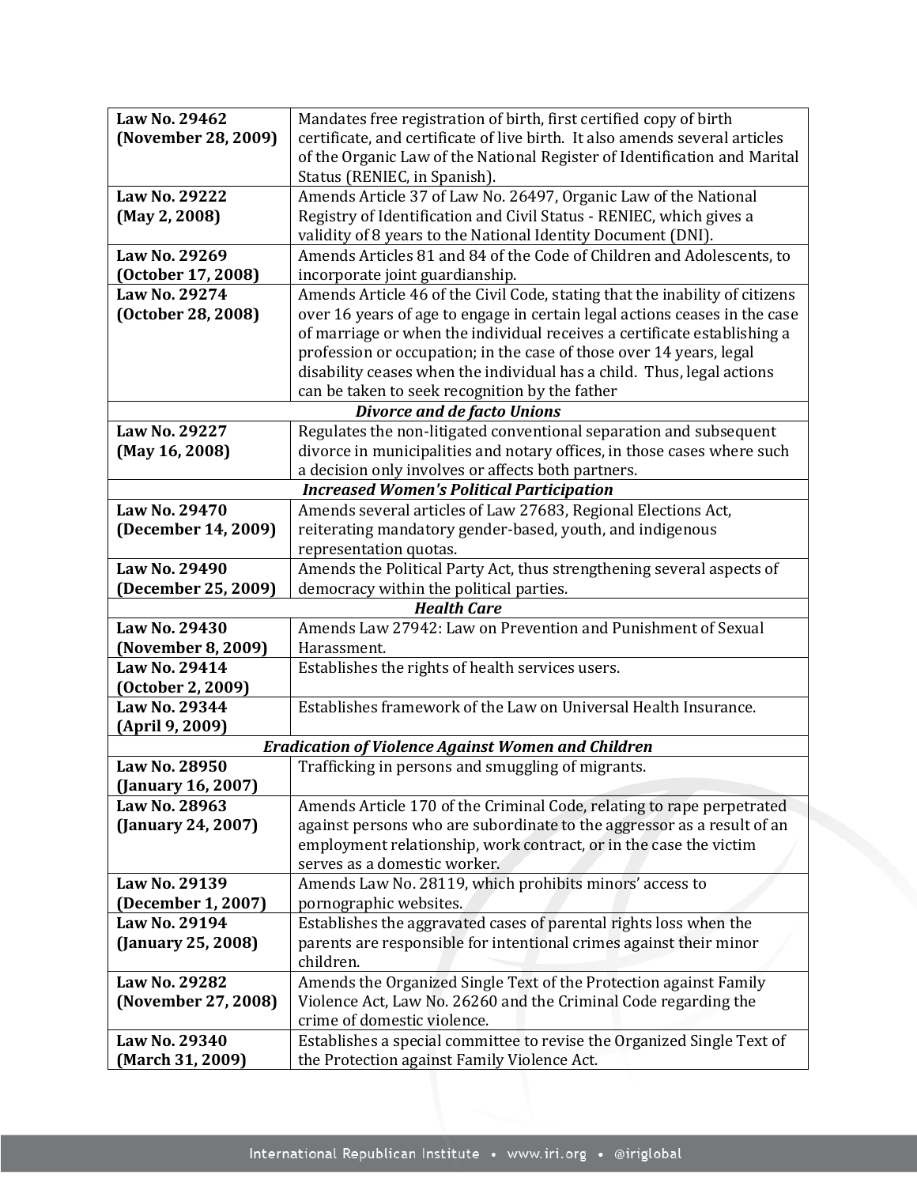| | |
|---|---|
| **Law No. 29462 (November 28, 2009)** | Mandates free registration of birth, first certified copy of birth certificate, and certificate of live birth. It also amends several articles of the Organic Law of the National Register of Identification and Marital Status (RENIEC, in Spanish). |
| **Law No. 29222 (May 2, 2008)** | Amends Article 37 of Law No. 26497, Organic Law of the National Registry of Identification and Civil Status - RENIEC, which gives a validity of 8 years to the National Identity Document (DNI). |
| **Law No. 29269 (October 17, 2008)** | Amends Articles 81 and 84 of the Code of Children and Adolescents, to incorporate joint guardianship. |
| **Law No. 29274 (October 28, 2008)** | Amends Article 46 of the Civil Code, stating that the inability of citizens over 16 years of age to engage in certain legal actions ceases in the case of marriage or when the individual receives a certificate establishing a profession or occupation; in the case of those over 14 years, legal disability ceases when the individual has a child. Thus, legal actions can be taken to seek recognition by the father |
| ***Divorce and de facto Unions*** | |
| **Law No. 29227 (May 16, 2008)** | Regulates the non-litigated conventional separation and subsequent divorce in municipalities and notary offices, in those cases where such a decision only involves or affects both partners. |
| ***Increased Women's Political Participation*** | |
| **Law No. 29470 (December 14, 2009)** | Amends several articles of Law 27683, Regional Elections Act, reiterating mandatory gender-based, youth, and indigenous representation quotas. |
| **Law No. 29490 (December 25, 2009)** | Amends the Political Party Act, thus strengthening several aspects of democracy within the political parties. |
| ***Health Care*** | |
| **Law No. 29430 (November 8, 2009)** | Amends Law 27942: Law on Prevention and Punishment of Sexual Harassment. |
| **Law No. 29414 (October 2, 2009)** | Establishes the rights of health services users. |
| **Law No. 29344 (April 9, 2009)** | Establishes framework of the Law on Universal Health Insurance. |
| ***Eradication of Violence Against Women and Children*** | |
| **Law No. 28950 (January 16, 2007)** | Trafficking in persons and smuggling of migrants. |
| **Law No. 28963 (January 24, 2007)** | Amends Article 170 of the Criminal Code, relating to rape perpetrated against persons who are subordinate to the aggressor as a result of an employment relationship, work contract, or in the case the victim serves as a domestic worker. |
| **Law No. 29139 (December 1, 2007)** | Amends Law No. 28119, which prohibits minors' access to pornographic websites. |
| **Law No. 29194 (January 25, 2008)** | Establishes the aggravated cases of parental rights loss when the parents are responsible for intentional crimes against their minor children. |
| **Law No. 29282 (November 27, 2008)** | Amends the Organized Single Text of the Protection against Family Violence Act, Law No. 26260 and the Criminal Code regarding the crime of domestic violence. |
| **Law No. 29340 (March 31, 2009)** | Establishes a special committee to revise the Organized Single Text of the Protection against Family Violence Act. |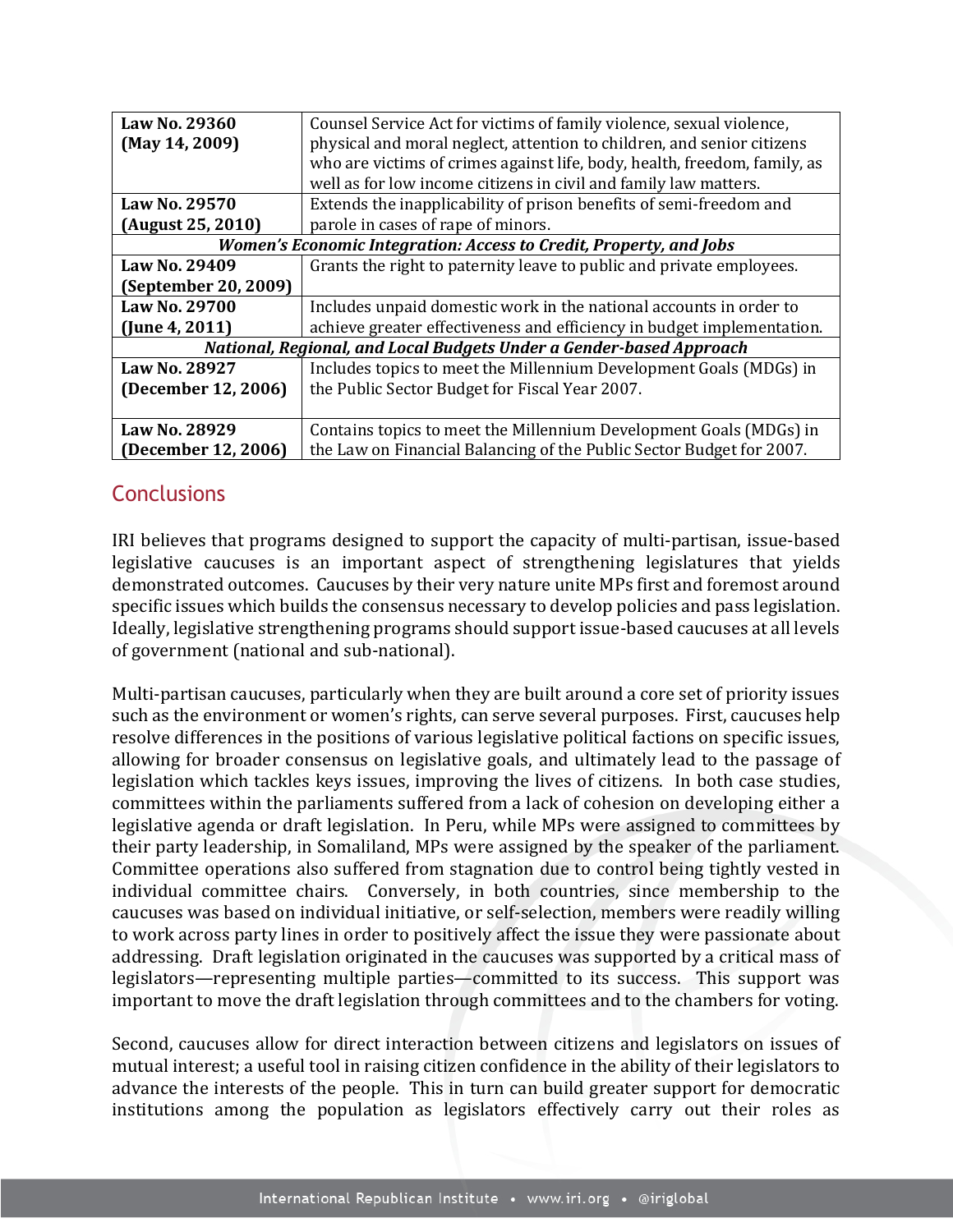| | |
|---|---|
| **Law No. 29360 (May 14, 2009)** | Counsel Service Act for victims of family violence, sexual violence, physical and moral neglect, attention to children, and senior citizens who are victims of crimes against life, body, health, freedom, family, as well as for low income citizens in civil and family law matters. |
| **Law No. 29570 (August 25, 2010)** | Extends the inapplicability of prison benefits of semi-freedom and parole in cases of rape of minors. |
| ***Women's Economic Integration: Access to Credit, Property, and Jobs*** | |
| **Law No. 29409 (September 20, 2009)** | Grants the right to paternity leave to public and private employees. |
| **Law No. 29700 (June 4, 2011)** | Includes unpaid domestic work in the national accounts in order to achieve greater effectiveness and efficiency in budget implementation. |
| ***National, Regional, and Local Budgets Under a Gender-based Approach*** | |
| **Law No. 28927 (December 12, 2006)** | Includes topics to meet the Millennium Development Goals (MDGs) in the Public Sector Budget for Fiscal Year 2007. |
| **Law No. 28929 (December 12, 2006)** | Contains topics to meet the Millennium Development Goals (MDGs) in the Law on Financial Balancing of the Public Sector Budget for 2007. |

## Conclusions

IRI believes that programs designed to support the capacity of multi-partisan, issue-based legislative caucuses is an important aspect of strengthening legislatures that yields demonstrated outcomes. Caucuses by their very nature unite MPs first and foremost around specific issues which builds the consensus necessary to develop policies and pass legislation. Ideally, legislative strengthening programs should support issue-based caucuses at all levels of government (national and sub-national).

Multi-partisan caucuses, particularly when they are built around a core set of priority issues such as the environment or women's rights, can serve several purposes. First, caucuses help resolve differences in the positions of various legislative political factions on specific issues, allowing for broader consensus on legislative goals, and ultimately lead to the passage of legislation which tackles keys issues, improving the lives of citizens. In both case studies, committees within the parliaments suffered from a lack of cohesion on developing either a legislative agenda or draft legislation. In Peru, while MPs were assigned to committees by their party leadership, in Somaliland, MPs were assigned by the speaker of the parliament. Committee operations also suffered from stagnation due to control being tightly vested in individual committee chairs. Conversely, in both countries, since membership to the caucuses was based on individual initiative, or self-selection, members were readily willing to work across party lines in order to positively affect the issue they were passionate about addressing. Draft legislation originated in the caucuses was supported by a critical mass of legislators—representing multiple parties—committed to its success. This support was important to move the draft legislation through committees and to the chambers for voting.

Second, caucuses allow for direct interaction between citizens and legislators on issues of mutual interest; a useful tool in raising citizen confidence in the ability of their legislators to advance the interests of the people. This in turn can build greater support for democratic institutions among the population as legislators effectively carry out their roles as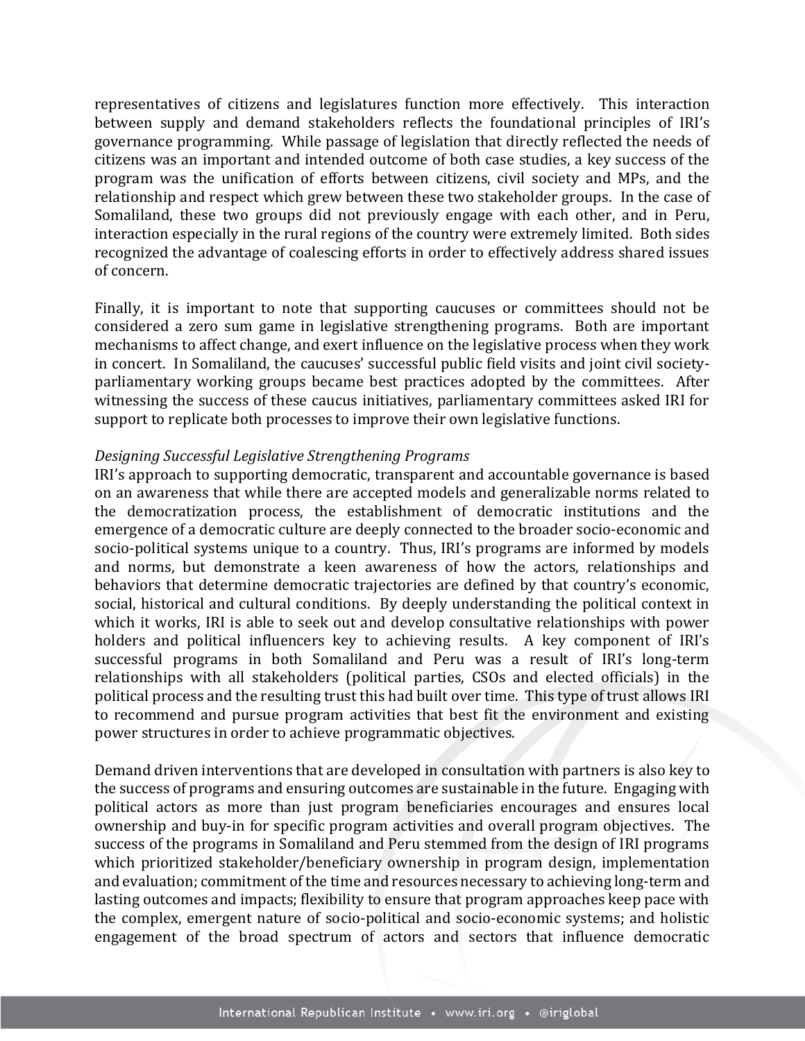representatives of citizens and legislatures function more effectively. This interaction between supply and demand stakeholders reflects the foundational principles of IRI's governance programming. While passage of legislation that directly reflected the needs of citizens was an important and intended outcome of both case studies, a key success of the program was the unification of efforts between citizens, civil society and MPs, and the relationship and respect which grew between these two stakeholder groups. In the case of Somaliland, these two groups did not previously engage with each other, and in Peru, interaction especially in the rural regions of the country were extremely limited. Both sides recognized the advantage of coalescing efforts in order to effectively address shared issues of concern.

Finally, it is important to note that supporting caucuses or committees should not be considered a zero sum game in legislative strengthening programs. Both are important mechanisms to affect change, and exert influence on the legislative process when they work in concert. In Somaliland, the caucuses' successful public field visits and joint civil society-parliamentary working groups became best practices adopted by the committees. After witnessing the success of these caucus initiatives, parliamentary committees asked IRI for support to replicate both processes to improve their own legislative functions.

*Designing Successful Legislative Strengthening Programs*

IRI's approach to supporting democratic, transparent and accountable governance is based on an awareness that while there are accepted models and generalizable norms related to the democratization process, the establishment of democratic institutions and the emergence of a democratic culture are deeply connected to the broader socio-economic and socio-political systems unique to a country. Thus, IRI's programs are informed by models and norms, but demonstrate a keen awareness of how the actors, relationships and behaviors that determine democratic trajectories are defined by that country's economic, social, historical and cultural conditions. By deeply understanding the political context in which it works, IRI is able to seek out and develop consultative relationships with power holders and political influencers key to achieving results. A key component of IRI's successful programs in both Somaliland and Peru was a result of IRI's long-term relationships with all stakeholders (political parties, CSOs and elected officials) in the political process and the resulting trust this had built over time. This type of trust allows IRI to recommend and pursue program activities that best fit the environment and existing power structures in order to achieve programmatic objectives.

Demand driven interventions that are developed in consultation with partners is also key to the success of programs and ensuring outcomes are sustainable in the future. Engaging with political actors as more than just program beneficiaries encourages and ensures local ownership and buy-in for specific program activities and overall program objectives. The success of the programs in Somaliland and Peru stemmed from the design of IRI programs which prioritized stakeholder/beneficiary ownership in program design, implementation and evaluation; commitment of the time and resources necessary to achieving long-term and lasting outcomes and impacts; flexibility to ensure that program approaches keep pace with the complex, emergent nature of socio-political and socio-economic systems; and holistic engagement of the broad spectrum of actors and sectors that influence democratic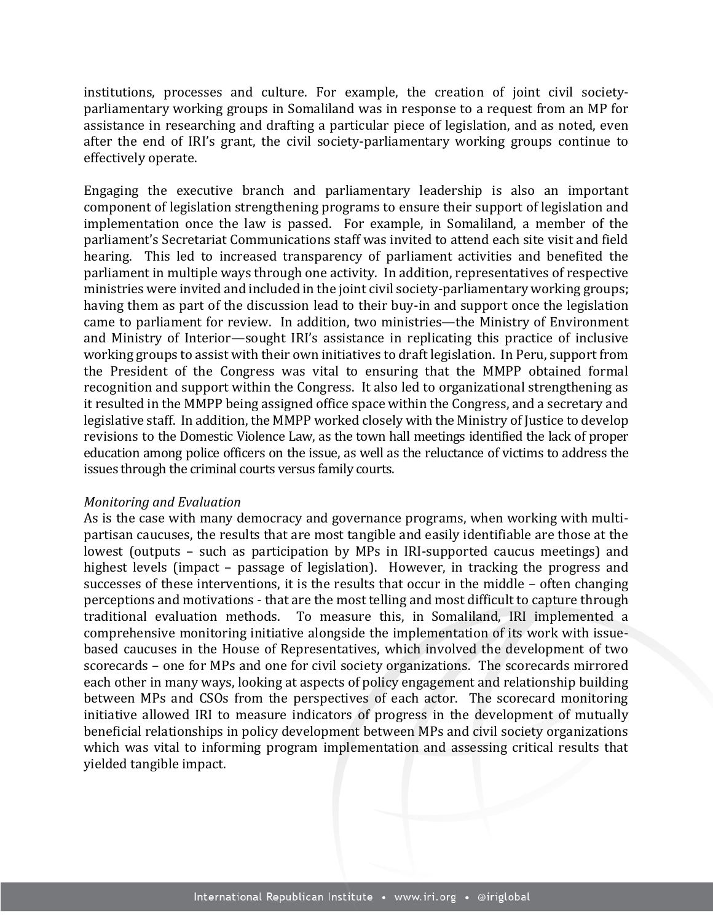institutions, processes and culture. For example, the creation of joint civil society-parliamentary working groups in Somaliland was in response to a request from an MP for assistance in researching and drafting a particular piece of legislation, and as noted, even after the end of IRI's grant, the civil society-parliamentary working groups continue to effectively operate.

Engaging the executive branch and parliamentary leadership is also an important component of legislation strengthening programs to ensure their support of legislation and implementation once the law is passed. For example, in Somaliland, a member of the parliament's Secretariat Communications staff was invited to attend each site visit and field hearing. This led to increased transparency of parliament activities and benefited the parliament in multiple ways through one activity. In addition, representatives of respective ministries were invited and included in the joint civil society-parliamentary working groups; having them as part of the discussion lead to their buy-in and support once the legislation came to parliament for review. In addition, two ministries—the Ministry of Environment and Ministry of Interior—sought IRI's assistance in replicating this practice of inclusive working groups to assist with their own initiatives to draft legislation. In Peru, support from the President of the Congress was vital to ensuring that the MMPP obtained formal recognition and support within the Congress. It also led to organizational strengthening as it resulted in the MMPP being assigned office space within the Congress, and a secretary and legislative staff. In addition, the MMPP worked closely with the Ministry of Justice to develop revisions to the Domestic Violence Law, as the town hall meetings identified the lack of proper education among police officers on the issue, as well as the reluctance of victims to address the issues through the criminal courts versus family courts.

*Monitoring and Evaluation*

As is the case with many democracy and governance programs, when working with multi-partisan caucuses, the results that are most tangible and easily identifiable are those at the lowest (outputs – such as participation by MPs in IRI-supported caucus meetings) and highest levels (impact – passage of legislation). However, in tracking the progress and successes of these interventions, it is the results that occur in the middle – often changing perceptions and motivations - that are the most telling and most difficult to capture through traditional evaluation methods. To measure this, in Somaliland, IRI implemented a comprehensive monitoring initiative alongside the implementation of its work with issue-based caucuses in the House of Representatives, which involved the development of two scorecards – one for MPs and one for civil society organizations. The scorecards mirrored each other in many ways, looking at aspects of policy engagement and relationship building between MPs and CSOs from the perspectives of each actor. The scorecard monitoring initiative allowed IRI to measure indicators of progress in the development of mutually beneficial relationships in policy development between MPs and civil society organizations which was vital to informing program implementation and assessing critical results that yielded tangible impact.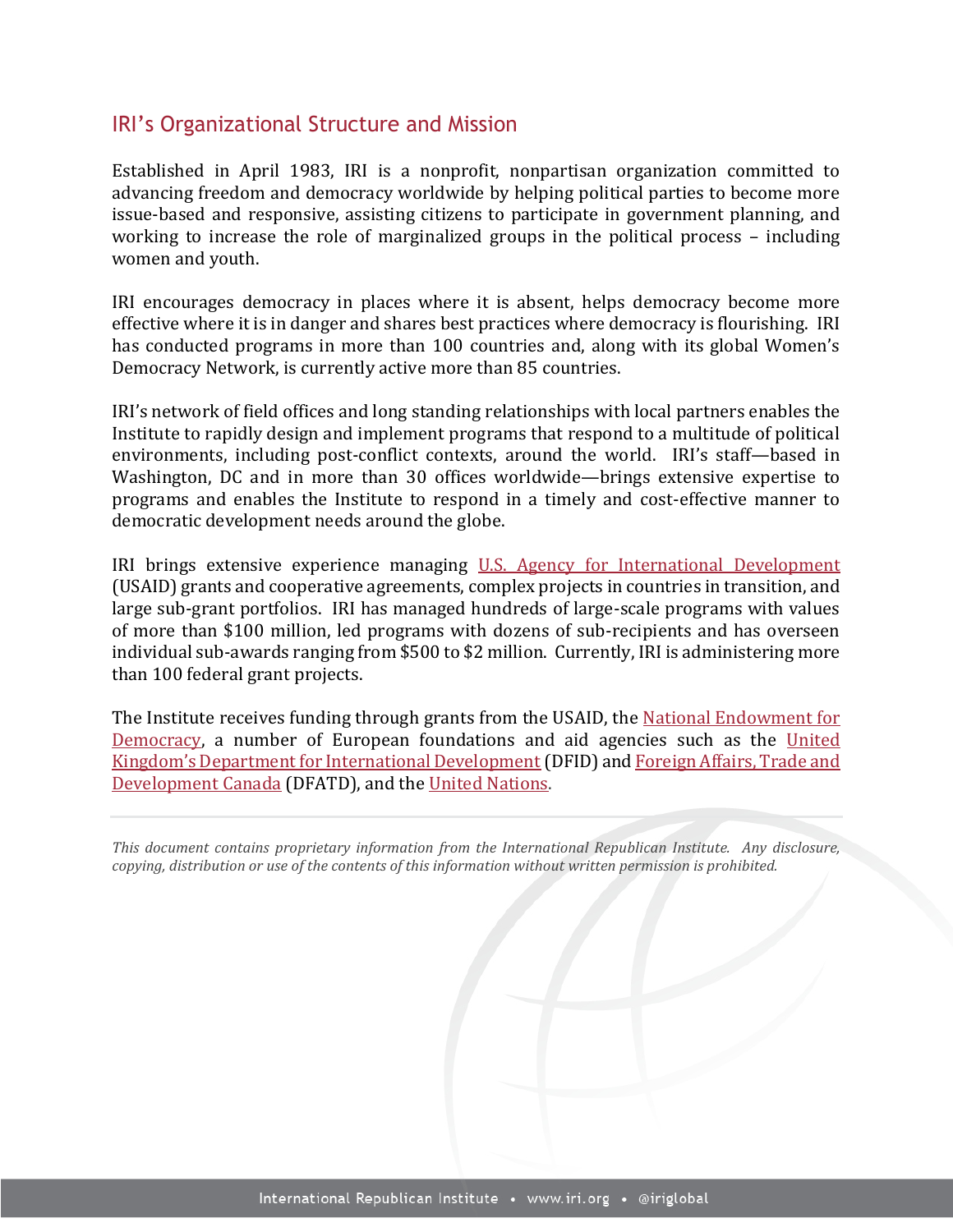## IRI's Organizational Structure and Mission

Established in April 1983, IRI is a nonprofit, nonpartisan organization committed to advancing freedom and democracy worldwide by helping political parties to become more issue-based and responsive, assisting citizens to participate in government planning, and working to increase the role of marginalized groups in the political process – including women and youth.

IRI encourages democracy in places where it is absent, helps democracy become more effective where it is in danger and shares best practices where democracy is flourishing. IRI has conducted programs in more than 100 countries and, along with its global Women's Democracy Network, is currently active more than 85 countries.

IRI's network of field offices and long standing relationships with local partners enables the Institute to rapidly design and implement programs that respond to a multitude of political environments, including post-conflict contexts, around the world. IRI's staff—based in Washington, DC and in more than 30 offices worldwide—brings extensive expertise to programs and enables the Institute to respond in a timely and cost-effective manner to democratic development needs around the globe.

IRI brings extensive experience managing U.S. Agency for International Development (USAID) grants and cooperative agreements, complex projects in countries in transition, and large sub-grant portfolios. IRI has managed hundreds of large-scale programs with values of more than $100 million, led programs with dozens of sub-recipients and has overseen individual sub-awards ranging from $500 to $2 million. Currently, IRI is administering more than 100 federal grant projects.

The Institute receives funding through grants from the USAID, the National Endowment for Democracy, a number of European foundations and aid agencies such as the United Kingdom's Department for International Development (DFID) and Foreign Affairs, Trade and Development Canada (DFATD), and the United Nations.

---

*This document contains proprietary information from the International Republican Institute. Any disclosure, copying, distribution or use of the contents of this information without written permission is prohibited.*